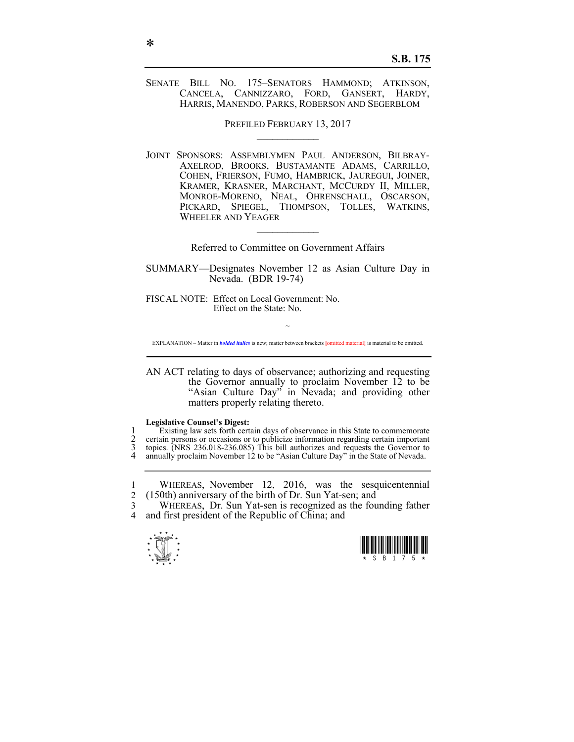*

**S.B. 175**

SENATE BILL NO. 175–SENATORS HAMMOND; ATKINSON, CANCELA, CANNIZZARO, FORD, GANSERT, HARDY, HARRIS, MANENDO, PARKS, ROBERSON AND SEGERBLOM

PREFILED FEBRUARY 13, 2017

---

JOINT SPONSORS: ASSEMBLYMEN PAUL ANDERSON, BILBRAY-AXELROD, BROOKS, BUSTAMANTE ADAMS, CARRILLO, COHEN, FRIERSON, FUMO, HAMBRICK, JAUREGUI, JOINER, KRAMER, KRASNER, MARCHANT, MCCURDY II, MILLER, MONROE-MORENO, NEAL, OHRENSCHALL, OSCARSON, PICKARD, SPIEGEL, THOMPSON, TOLLES, WATKINS, WHEELER AND YEAGER

---

Referred to Committee on Government Affairs

SUMMARY—Designates November 12 as Asian Culture Day in Nevada. (BDR 19-74)

FISCAL NOTE: Effect on Local Government: No.
Effect on the State: No.

~

EXPLANATION – Matter in ***bolded italics*** is new; matter between brackets ~~[omitted material]~~ is material to be omitted.

---

AN ACT relating to days of observance; authorizing and requesting the Governor annually to proclaim November 12 to be "Asian Culture Day" in Nevada; and providing other matters properly relating thereto.

**Legislative Counsel's Digest:**

1 Existing law sets forth certain days of observance in this State to commemorate
2 certain persons or occasions or to publicize information regarding certain important
3 topics. (NRS 236.018-236.085) This bill authorizes and requests the Governor to
4 annually proclaim November 12 to be "Asian Culture Day" in the State of Nevada.

---

1 WHEREAS, November 12, 2016, was the sesquicentennial
2 (150th) anniversary of the birth of Dr. Sun Yat-sen; and
3 WHEREAS, Dr. Sun Yat-sen is recognized as the founding father
4 and first president of the Republic of China; and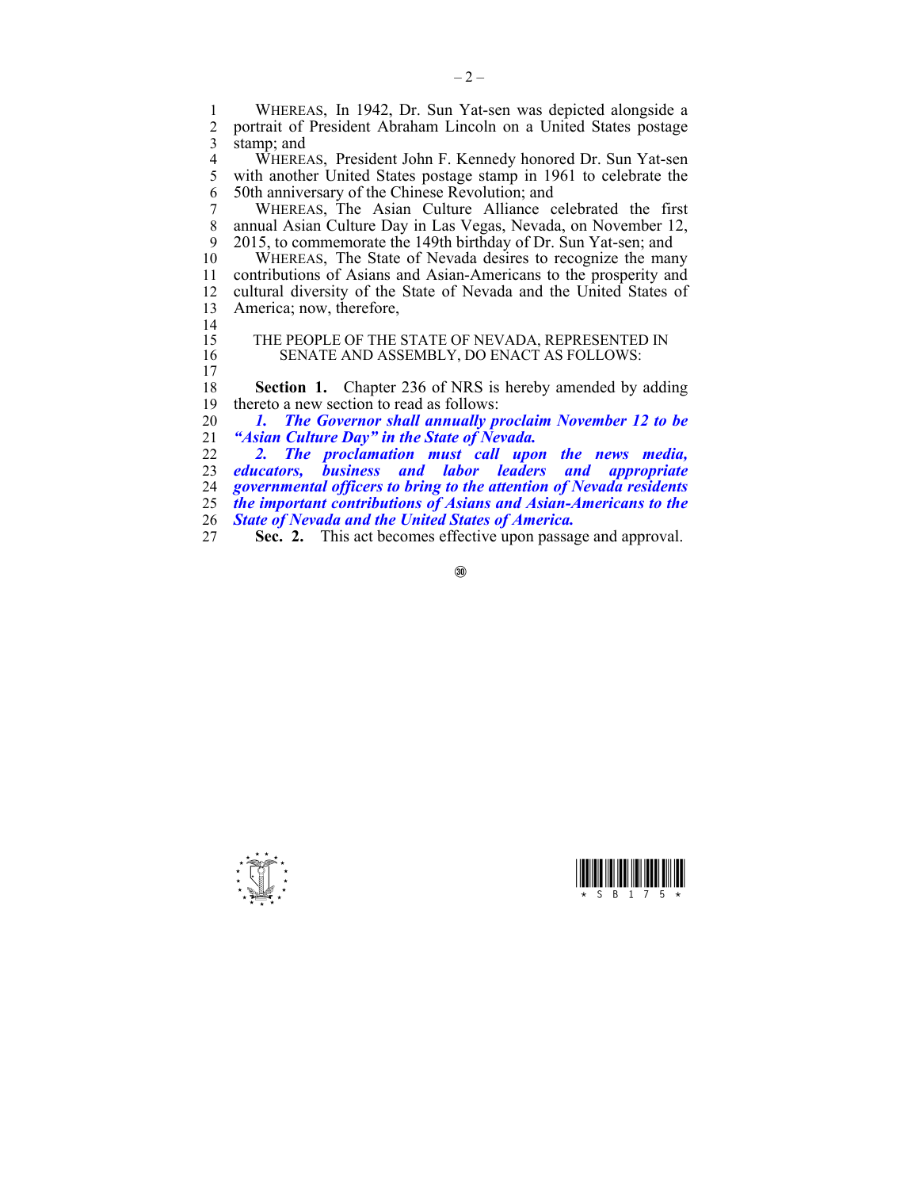WHEREAS, In 1942, Dr. Sun Yat-sen was depicted alongside a portrait of President Abraham Lincoln on a United States postage stamp; and

WHEREAS, President John F. Kennedy honored Dr. Sun Yat-sen with another United States postage stamp in 1961 to celebrate the 50th anniversary of the Chinese Revolution; and

WHEREAS, The Asian Culture Alliance celebrated the first annual Asian Culture Day in Las Vegas, Nevada, on November 12, 2015, to commemorate the 149th birthday of Dr. Sun Yat-sen; and

WHEREAS, The State of Nevada desires to recognize the many contributions of Asians and Asian-Americans to the prosperity and cultural diversity of the State of Nevada and the United States of America; now, therefore,

THE PEOPLE OF THE STATE OF NEVADA, REPRESENTED IN SENATE AND ASSEMBLY, DO ENACT AS FOLLOWS:

**Section 1.** Chapter 236 of NRS is hereby amended by adding thereto a new section to read as follows:

***1. The Governor shall annually proclaim November 12 to be "Asian Culture Day" in the State of Nevada.***

***2. The proclamation must call upon the news media, educators, business and labor leaders and appropriate governmental officers to bring to the attention of Nevada residents the important contributions of Asians and Asian-Americans to the State of Nevada and the United States of America.***

**Sec. 2.** This act becomes effective upon passage and approval.